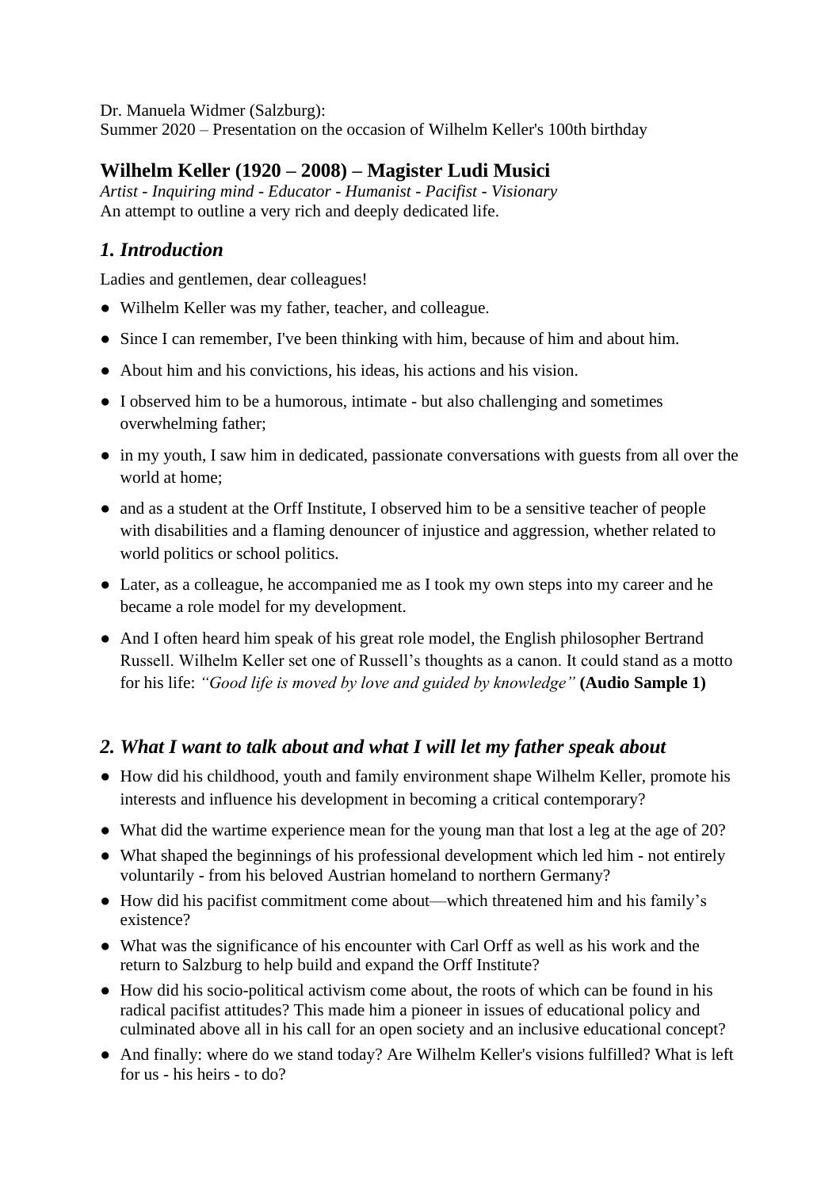Dr. Manuela Widmer (Salzburg):
Summer 2020 – Presentation on the occasion of Wilhelm Keller's 100th birthday

## Wilhelm Keller (1920 – 2008) – Magister Ludi Musici

*Artist - Inquiring mind - Educator - Humanist - Pacifist - Visionary*
An attempt to outline a very rich and deeply dedicated life.

### *1. Introduction*

Ladies and gentlemen, dear colleagues!

- Wilhelm Keller was my father, teacher, and colleague.
- Since I can remember, I've been thinking with him, because of him and about him.
- About him and his convictions, his ideas, his actions and his vision.
- I observed him to be a humorous, intimate - but also challenging and sometimes overwhelming father;
- in my youth, I saw him in dedicated, passionate conversations with guests from all over the world at home;
- and as a student at the Orff Institute, I observed him to be a sensitive teacher of people with disabilities and a flaming denouncer of injustice and aggression, whether related to world politics or school politics.
- Later, as a colleague, he accompanied me as I took my own steps into my career and he became a role model for my development.
- And I often heard him speak of his great role model, the English philosopher Bertrand Russell. Wilhelm Keller set one of Russell's thoughts as a canon. It could stand as a motto for his life: *"Good life is moved by love and guided by knowledge"* **(Audio Sample 1)**

### *2. What I want to talk about and what I will let my father speak about*

- How did his childhood, youth and family environment shape Wilhelm Keller, promote his interests and influence his development in becoming a critical contemporary?
- What did the wartime experience mean for the young man that lost a leg at the age of 20?
- What shaped the beginnings of his professional development which led him - not entirely voluntarily - from his beloved Austrian homeland to northern Germany?
- How did his pacifist commitment come about—which threatened him and his family's existence?
- What was the significance of his encounter with Carl Orff as well as his work and the return to Salzburg to help build and expand the Orff Institute?
- How did his socio-political activism come about, the roots of which can be found in his radical pacifist attitudes? This made him a pioneer in issues of educational policy and culminated above all in his call for an open society and an inclusive educational concept?
- And finally: where do we stand today? Are Wilhelm Keller's visions fulfilled? What is left for us - his heirs - to do?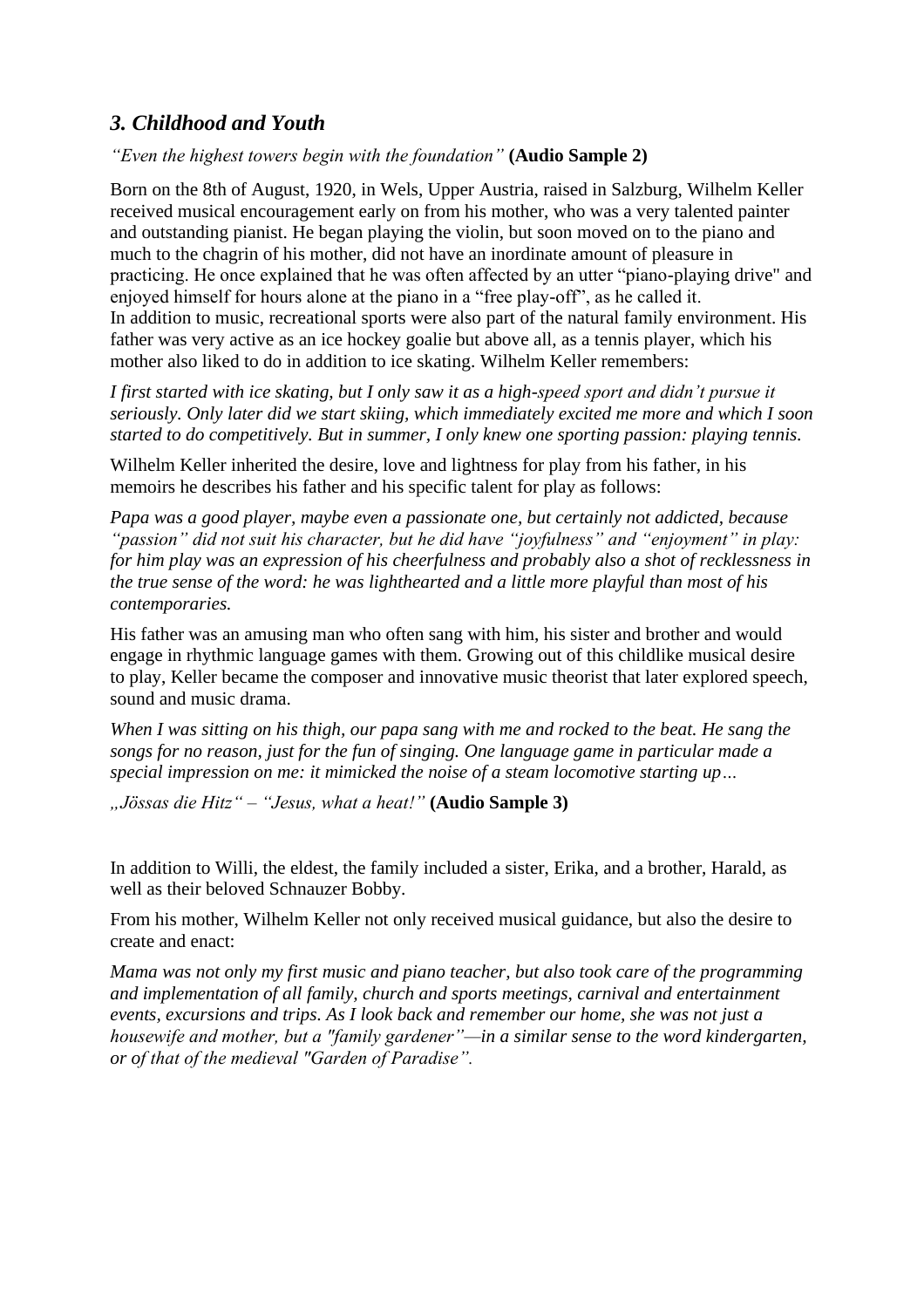## *3. Childhood and Youth*

*"Even the highest towers begin with the foundation"* **(Audio Sample 2)**

Born on the 8th of August, 1920, in Wels, Upper Austria, raised in Salzburg, Wilhelm Keller received musical encouragement early on from his mother, who was a very talented painter and outstanding pianist. He began playing the violin, but soon moved on to the piano and much to the chagrin of his mother, did not have an inordinate amount of pleasure in practicing. He once explained that he was often affected by an utter "piano-playing drive" and enjoyed himself for hours alone at the piano in a "free play-off", as he called it.
In addition to music, recreational sports were also part of the natural family environment. His father was very active as an ice hockey goalie but above all, as a tennis player, which his mother also liked to do in addition to ice skating. Wilhelm Keller remembers:

*I first started with ice skating, but I only saw it as a high-speed sport and didn't pursue it seriously. Only later did we start skiing, which immediately excited me more and which I soon started to do competitively. But in summer, I only knew one sporting passion: playing tennis.*

Wilhelm Keller inherited the desire, love and lightness for play from his father, in his memoirs he describes his father and his specific talent for play as follows:

*Papa was a good player, maybe even a passionate one, but certainly not addicted, because "passion" did not suit his character, but he did have "joyfulness" and "enjoyment" in play: for him play was an expression of his cheerfulness and probably also a shot of recklessness in the true sense of the word: he was lighthearted and a little more playful than most of his contemporaries.*

His father was an amusing man who often sang with him, his sister and brother and would engage in rhythmic language games with them. Growing out of this childlike musical desire to play, Keller became the composer and innovative music theorist that later explored speech, sound and music drama.

*When I was sitting on his thigh, our papa sang with me and rocked to the beat. He sang the songs for no reason, just for the fun of singing. One language game in particular made a special impression on me: it mimicked the noise of a steam locomotive starting up…*

*„Jössas die Hitz" – "Jesus, what a heat!"* **(Audio Sample 3)**

In addition to Willi, the eldest, the family included a sister, Erika, and a brother, Harald, as well as their beloved Schnauzer Bobby.

From his mother, Wilhelm Keller not only received musical guidance, but also the desire to create and enact:

*Mama was not only my first music and piano teacher, but also took care of the programming and implementation of all family, church and sports meetings, carnival and entertainment events, excursions and trips. As I look back and remember our home, she was not just a housewife and mother, but a "family gardener"—in a similar sense to the word kindergarten, or of that of the medieval "Garden of Paradise".*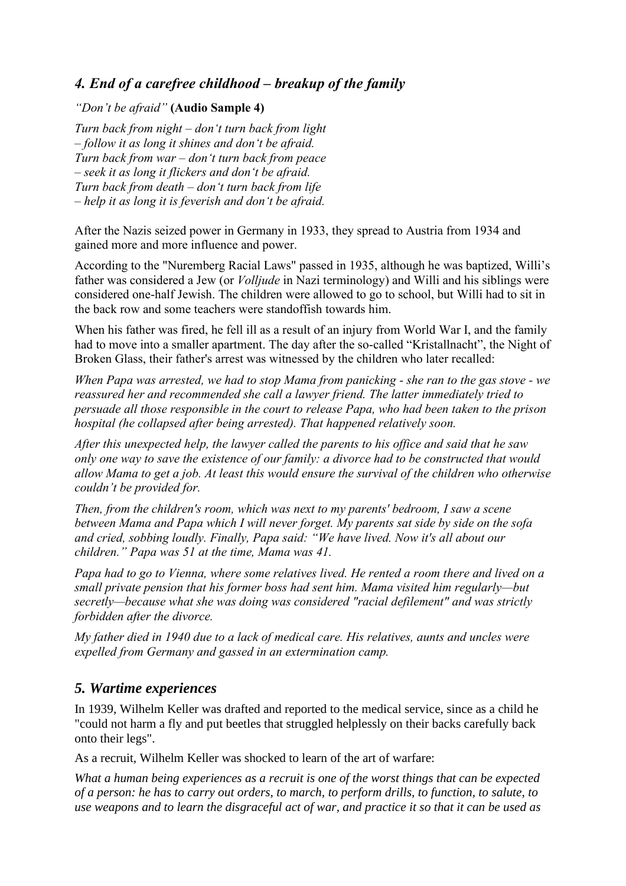## *4. End of a carefree childhood – breakup of the family*

*"Don't be afraid"* **(Audio Sample 4)**

*Turn back from night – don't turn back from light*
*– follow it as long it shines and don't be afraid.*
*Turn back from war – don't turn back from peace*
*– seek it as long it flickers and don't be afraid.*
*Turn back from death – don't turn back from life*
*– help it as long it is feverish and don't be afraid.*

After the Nazis seized power in Germany in 1933, they spread to Austria from 1934 and gained more and more influence and power.

According to the "Nuremberg Racial Laws" passed in 1935, although he was baptized, Willi's father was considered a Jew (or *Volljude* in Nazi terminology) and Willi and his siblings were considered one-half Jewish. The children were allowed to go to school, but Willi had to sit in the back row and some teachers were standoffish towards him.

When his father was fired, he fell ill as a result of an injury from World War I, and the family had to move into a smaller apartment. The day after the so-called "Kristallnacht", the Night of Broken Glass, their father's arrest was witnessed by the children who later recalled:

*When Papa was arrested, we had to stop Mama from panicking - she ran to the gas stove - we reassured her and recommended she call a lawyer friend. The latter immediately tried to persuade all those responsible in the court to release Papa, who had been taken to the prison hospital (he collapsed after being arrested). That happened relatively soon.*

*After this unexpected help, the lawyer called the parents to his office and said that he saw only one way to save the existence of our family: a divorce had to be constructed that would allow Mama to get a job. At least this would ensure the survival of the children who otherwise couldn't be provided for.*

*Then, from the children's room, which was next to my parents' bedroom, I saw a scene between Mama and Papa which I will never forget. My parents sat side by side on the sofa and cried, sobbing loudly. Finally, Papa said: "We have lived. Now it's all about our children." Papa was 51 at the time, Mama was 41.*

*Papa had to go to Vienna, where some relatives lived. He rented a room there and lived on a small private pension that his former boss had sent him. Mama visited him regularly—but secretly—because what she was doing was considered "racial defilement" and was strictly forbidden after the divorce.*

*My father died in 1940 due to a lack of medical care. His relatives, aunts and uncles were expelled from Germany and gassed in an extermination camp.*

## *5. Wartime experiences*

In 1939, Wilhelm Keller was drafted and reported to the medical service, since as a child he "could not harm a fly and put beetles that struggled helplessly on their backs carefully back onto their legs".

As a recruit, Wilhelm Keller was shocked to learn of the art of warfare:

*What a human being experiences as a recruit is one of the worst things that can be expected of a person: he has to carry out orders, to march, to perform drills, to function, to salute, to use weapons and to learn the disgraceful act of war, and practice it so that it can be used as*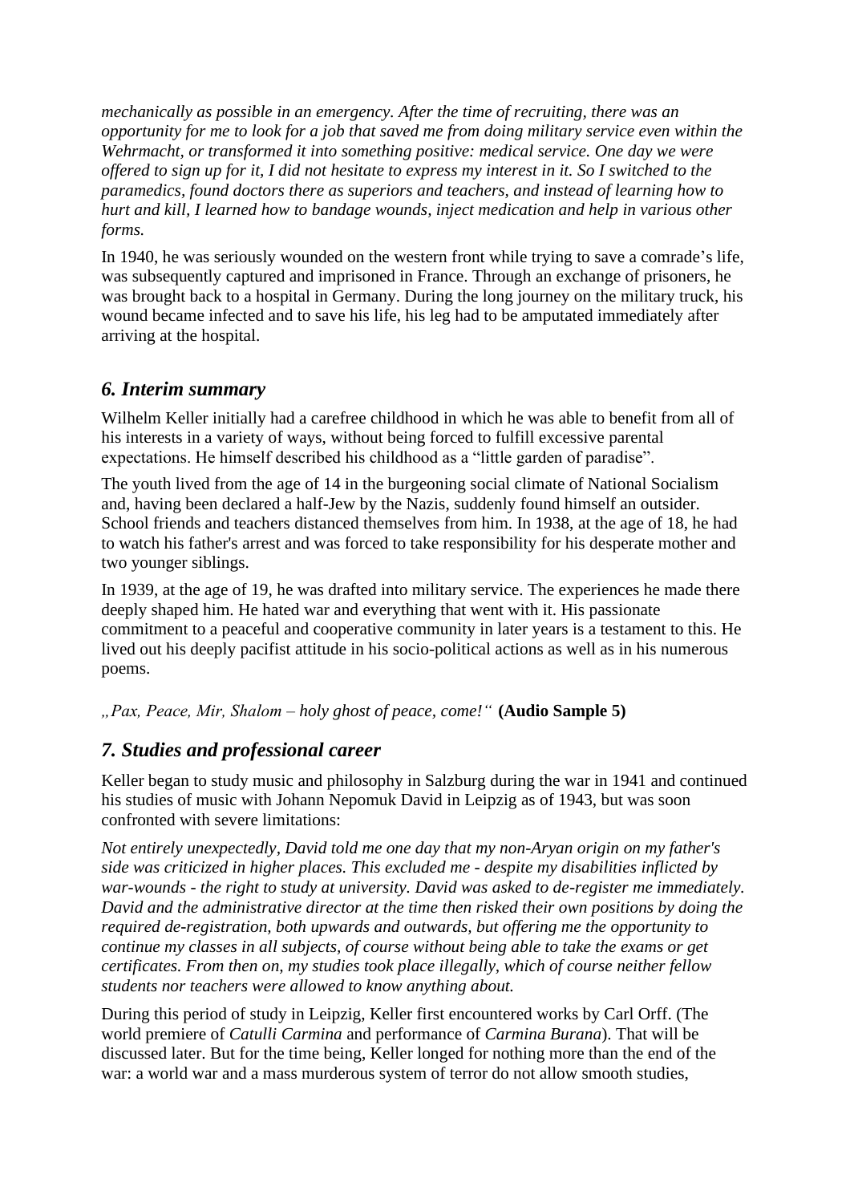*mechanically as possible in an emergency. After the time of recruiting, there was an opportunity for me to look for a job that saved me from doing military service even within the Wehrmacht, or transformed it into something positive: medical service. One day we were offered to sign up for it, I did not hesitate to express my interest in it. So I switched to the paramedics, found doctors there as superiors and teachers, and instead of learning how to hurt and kill, I learned how to bandage wounds, inject medication and help in various other forms.*

In 1940, he was seriously wounded on the western front while trying to save a comrade's life, was subsequently captured and imprisoned in France. Through an exchange of prisoners, he was brought back to a hospital in Germany. During the long journey on the military truck, his wound became infected and to save his life, his leg had to be amputated immediately after arriving at the hospital.

## *6. Interim summary*

Wilhelm Keller initially had a carefree childhood in which he was able to benefit from all of his interests in a variety of ways, without being forced to fulfill excessive parental expectations. He himself described his childhood as a "little garden of paradise".

The youth lived from the age of 14 in the burgeoning social climate of National Socialism and, having been declared a half-Jew by the Nazis, suddenly found himself an outsider. School friends and teachers distanced themselves from him. In 1938, at the age of 18, he had to watch his father's arrest and was forced to take responsibility for his desperate mother and two younger siblings.

In 1939, at the age of 19, he was drafted into military service. The experiences he made there deeply shaped him. He hated war and everything that went with it. His passionate commitment to a peaceful and cooperative community in later years is a testament to this. He lived out his deeply pacifist attitude in his socio-political actions as well as in his numerous poems.

*„Pax, Peace, Mir, Shalom – holy ghost of peace, come!"* **(Audio Sample 5)**

## *7. Studies and professional career*

Keller began to study music and philosophy in Salzburg during the war in 1941 and continued his studies of music with Johann Nepomuk David in Leipzig as of 1943, but was soon confronted with severe limitations:

*Not entirely unexpectedly, David told me one day that my non-Aryan origin on my father's side was criticized in higher places. This excluded me - despite my disabilities inflicted by war-wounds - the right to study at university. David was asked to de-register me immediately. David and the administrative director at the time then risked their own positions by doing the required de-registration, both upwards and outwards, but offering me the opportunity to continue my classes in all subjects, of course without being able to take the exams or get certificates. From then on, my studies took place illegally, which of course neither fellow students nor teachers were allowed to know anything about.*

During this period of study in Leipzig, Keller first encountered works by Carl Orff. (The world premiere of *Catulli Carmina* and performance of *Carmina Burana*). That will be discussed later. But for the time being, Keller longed for nothing more than the end of the war: a world war and a mass murderous system of terror do not allow smooth studies,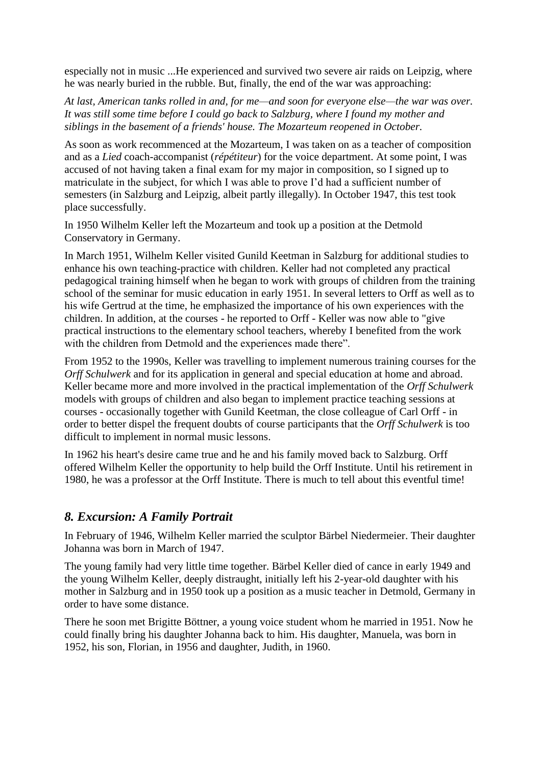especially not in music ...He experienced and survived two severe air raids on Leipzig, where he was nearly buried in the rubble. But, finally, the end of the war was approaching:

*At last, American tanks rolled in and, for me—and soon for everyone else—the war was over. It was still some time before I could go back to Salzburg, where I found my mother and siblings in the basement of a friends' house. The Mozarteum reopened in October.*

As soon as work recommenced at the Mozarteum, I was taken on as a teacher of composition and as a *Lied* coach-accompanist (*répétiteur*) for the voice department. At some point, I was accused of not having taken a final exam for my major in composition, so I signed up to matriculate in the subject, for which I was able to prove I'd had a sufficient number of semesters (in Salzburg and Leipzig, albeit partly illegally). In October 1947, this test took place successfully.

In 1950 Wilhelm Keller left the Mozarteum and took up a position at the Detmold Conservatory in Germany.

In March 1951, Wilhelm Keller visited Gunild Keetman in Salzburg for additional studies to enhance his own teaching-practice with children. Keller had not completed any practical pedagogical training himself when he began to work with groups of children from the training school of the seminar for music education in early 1951. In several letters to Orff as well as to his wife Gertrud at the time, he emphasized the importance of his own experiences with the children. In addition, at the courses - he reported to Orff - Keller was now able to "give practical instructions to the elementary school teachers, whereby I benefited from the work with the children from Detmold and the experiences made there".

From 1952 to the 1990s, Keller was travelling to implement numerous training courses for the *Orff Schulwerk* and for its application in general and special education at home and abroad. Keller became more and more involved in the practical implementation of the *Orff Schulwerk* models with groups of children and also began to implement practice teaching sessions at courses - occasionally together with Gunild Keetman, the close colleague of Carl Orff - in order to better dispel the frequent doubts of course participants that the *Orff Schulwerk* is too difficult to implement in normal music lessons.

In 1962 his heart's desire came true and he and his family moved back to Salzburg. Orff offered Wilhelm Keller the opportunity to help build the Orff Institute. Until his retirement in 1980, he was a professor at the Orff Institute. There is much to tell about this eventful time!

## *8. Excursion: A Family Portrait*

In February of 1946, Wilhelm Keller married the sculptor Bärbel Niedermeier. Their daughter Johanna was born in March of 1947.

The young family had very little time together. Bärbel Keller died of cance in early 1949 and the young Wilhelm Keller, deeply distraught, initially left his 2-year-old daughter with his mother in Salzburg and in 1950 took up a position as a music teacher in Detmold, Germany in order to have some distance.

There he soon met Brigitte Böttner, a young voice student whom he married in 1951. Now he could finally bring his daughter Johanna back to him. His daughter, Manuela, was born in 1952, his son, Florian, in 1956 and daughter, Judith, in 1960.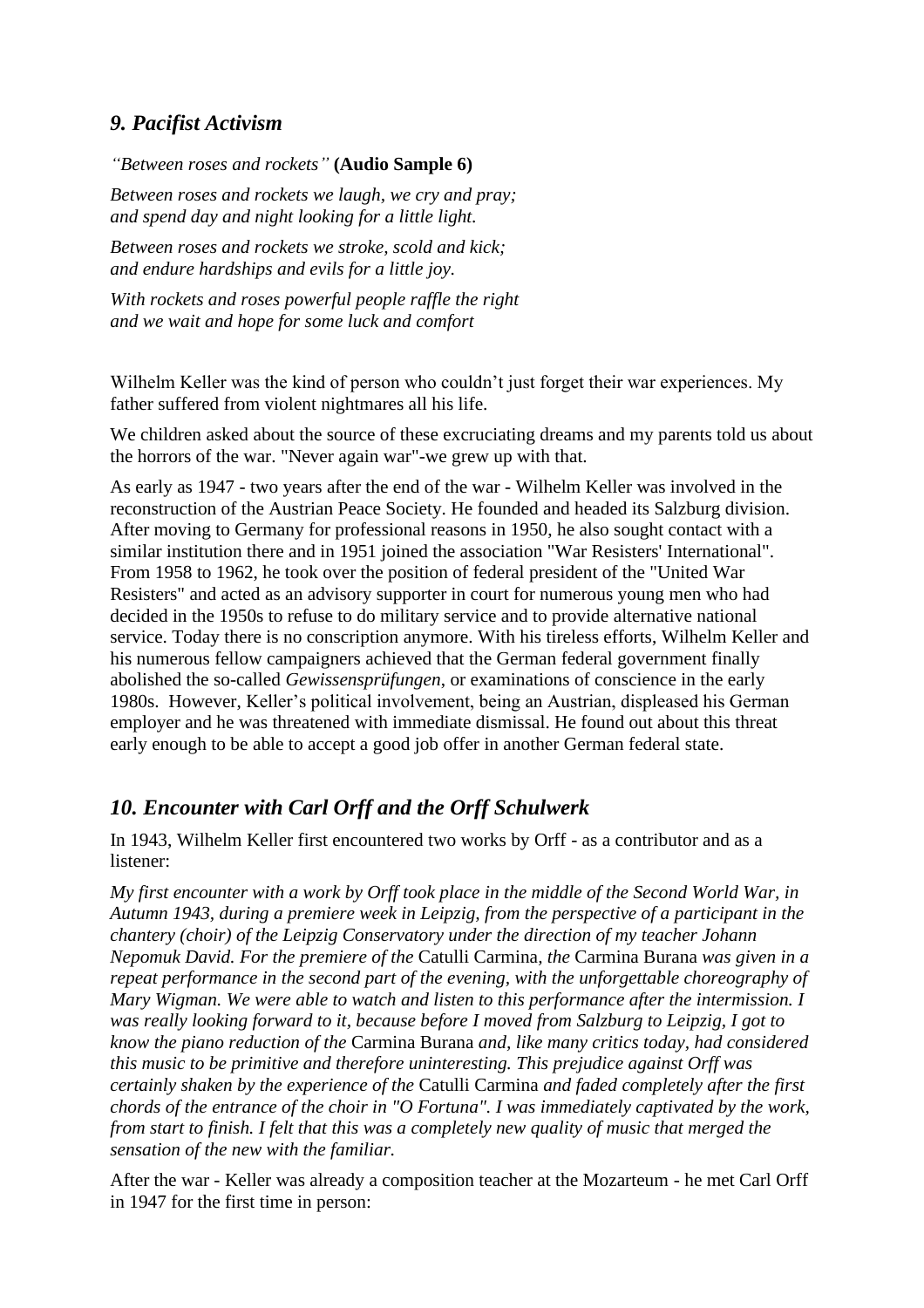## *9. Pacifist Activism*

*"Between roses and rockets"* **(Audio Sample 6)**

*Between roses and rockets we laugh, we cry and pray;*
*and spend day and night looking for a little light.*

*Between roses and rockets we stroke, scold and kick;*
*and endure hardships and evils for a little joy.*

*With rockets and roses powerful people raffle the right*
*and we wait and hope for some luck and comfort*

Wilhelm Keller was the kind of person who couldn't just forget their war experiences. My father suffered from violent nightmares all his life.

We children asked about the source of these excruciating dreams and my parents told us about the horrors of the war. "Never again war"-we grew up with that.

As early as 1947 - two years after the end of the war - Wilhelm Keller was involved in the reconstruction of the Austrian Peace Society. He founded and headed its Salzburg division. After moving to Germany for professional reasons in 1950, he also sought contact with a similar institution there and in 1951 joined the association "War Resisters' International". From 1958 to 1962, he took over the position of federal president of the "United War Resisters" and acted as an advisory supporter in court for numerous young men who had decided in the 1950s to refuse to do military service and to provide alternative national service. Today there is no conscription anymore. With his tireless efforts, Wilhelm Keller and his numerous fellow campaigners achieved that the German federal government finally abolished the so-called *Gewissensprüfungen*, or examinations of conscience in the early 1980s. However, Keller's political involvement, being an Austrian, displeased his German employer and he was threatened with immediate dismissal. He found out about this threat early enough to be able to accept a good job offer in another German federal state.

## *10. Encounter with Carl Orff and the Orff Schulwerk*

In 1943, Wilhelm Keller first encountered two works by Orff - as a contributor and as a listener:

*My first encounter with a work by Orff took place in the middle of the Second World War, in Autumn 1943, during a premiere week in Leipzig, from the perspective of a participant in the chantery (choir) of the Leipzig Conservatory under the direction of my teacher Johann Nepomuk David. For the premiere of the* Catulli Carmina*, the* Carmina Burana *was given in a repeat performance in the second part of the evening, with the unforgettable choreography of Mary Wigman. We were able to watch and listen to this performance after the intermission. I was really looking forward to it, because before I moved from Salzburg to Leipzig, I got to know the piano reduction of the* Carmina Burana *and, like many critics today, had considered this music to be primitive and therefore uninteresting. This prejudice against Orff was certainly shaken by the experience of the* Catulli Carmina *and faded completely after the first chords of the entrance of the choir in "O Fortuna". I was immediately captivated by the work, from start to finish. I felt that this was a completely new quality of music that merged the sensation of the new with the familiar.*

After the war - Keller was already a composition teacher at the Mozarteum - he met Carl Orff in 1947 for the first time in person: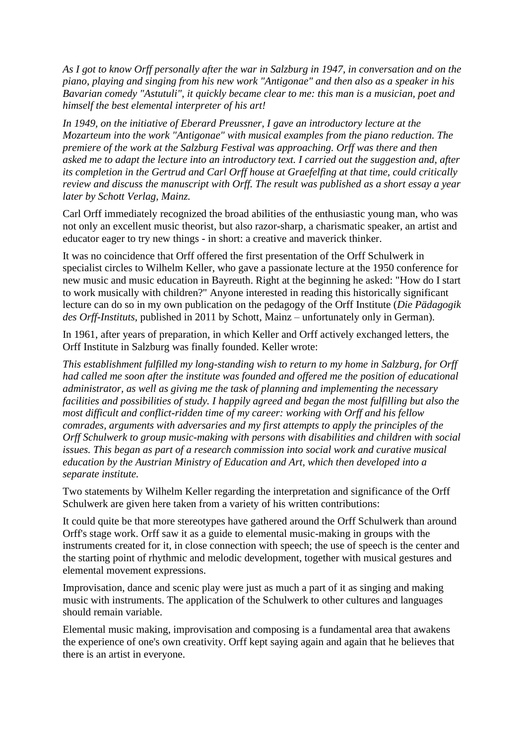*As I got to know Orff personally after the war in Salzburg in 1947, in conversation and on the piano, playing and singing from his new work "Antigonae" and then also as a speaker in his Bavarian comedy "Astutuli", it quickly became clear to me: this man is a musician, poet and himself the best elemental interpreter of his art!*

*In 1949, on the initiative of Eberard Preussner, I gave an introductory lecture at the Mozarteum into the work "Antigonae" with musical examples from the piano reduction. The premiere of the work at the Salzburg Festival was approaching. Orff was there and then asked me to adapt the lecture into an introductory text. I carried out the suggestion and, after its completion in the Gertrud and Carl Orff house at Graefelfing at that time, could critically review and discuss the manuscript with Orff. The result was published as a short essay a year later by Schott Verlag, Mainz.*

Carl Orff immediately recognized the broad abilities of the enthusiastic young man, who was not only an excellent music theorist, but also razor-sharp, a charismatic speaker, an artist and educator eager to try new things - in short: a creative and maverick thinker.

It was no coincidence that Orff offered the first presentation of the Orff Schulwerk in specialist circles to Wilhelm Keller, who gave a passionate lecture at the 1950 conference for new music and music education in Bayreuth. Right at the beginning he asked: "How do I start to work musically with children?" Anyone interested in reading this historically significant lecture can do so in my own publication on the pedagogy of the Orff Institute (*Die Pädagogik des Orff-Instituts*, published in 2011 by Schott, Mainz – unfortunately only in German).

In 1961, after years of preparation, in which Keller and Orff actively exchanged letters, the Orff Institute in Salzburg was finally founded. Keller wrote:

*This establishment fulfilled my long-standing wish to return to my home in Salzburg, for Orff had called me soon after the institute was founded and offered me the position of educational administrator, as well as giving me the task of planning and implementing the necessary facilities and possibilities of study. I happily agreed and began the most fulfilling but also the most difficult and conflict-ridden time of my career: working with Orff and his fellow comrades, arguments with adversaries and my first attempts to apply the principles of the Orff Schulwerk to group music-making with persons with disabilities and children with social issues. This began as part of a research commission into social work and curative musical education by the Austrian Ministry of Education and Art, which then developed into a separate institute.*

Two statements by Wilhelm Keller regarding the interpretation and significance of the Orff Schulwerk are given here taken from a variety of his written contributions:

It could quite be that more stereotypes have gathered around the Orff Schulwerk than around Orff's stage work. Orff saw it as a guide to elemental music-making in groups with the instruments created for it, in close connection with speech; the use of speech is the center and the starting point of rhythmic and melodic development, together with musical gestures and elemental movement expressions.

Improvisation, dance and scenic play were just as much a part of it as singing and making music with instruments. The application of the Schulwerk to other cultures and languages should remain variable.

Elemental music making, improvisation and composing is a fundamental area that awakens the experience of one's own creativity. Orff kept saying again and again that he believes that there is an artist in everyone.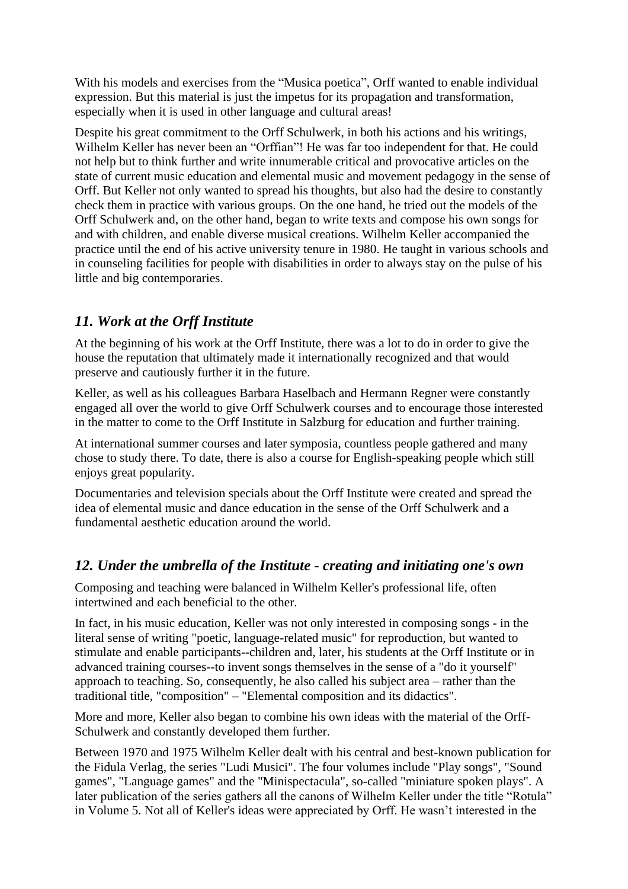With his models and exercises from the “Musica poetica”, Orff wanted to enable individual expression. But this material is just the impetus for its propagation and transformation, especially when it is used in other language and cultural areas!

Despite his great commitment to the Orff Schulwerk, in both his actions and his writings, Wilhelm Keller has never been an “Orffian”! He was far too independent for that. He could not help but to think further and write innumerable critical and provocative articles on the state of current music education and elemental music and movement pedagogy in the sense of Orff. But Keller not only wanted to spread his thoughts, but also had the desire to constantly check them in practice with various groups. On the one hand, he tried out the models of the Orff Schulwerk and, on the other hand, began to write texts and compose his own songs for and with children, and enable diverse musical creations. Wilhelm Keller accompanied the practice until the end of his active university tenure in 1980. He taught in various schools and in counseling facilities for people with disabilities in order to always stay on the pulse of his little and big contemporaries.

## *11. Work at the Orff Institute*

At the beginning of his work at the Orff Institute, there was a lot to do in order to give the house the reputation that ultimately made it internationally recognized and that would preserve and cautiously further it in the future.

Keller, as well as his colleagues Barbara Haselbach and Hermann Regner were constantly engaged all over the world to give Orff Schulwerk courses and to encourage those interested in the matter to come to the Orff Institute in Salzburg for education and further training.

At international summer courses and later symposia, countless people gathered and many chose to study there. To date, there is also a course for English-speaking people which still enjoys great popularity.

Documentaries and television specials about the Orff Institute were created and spread the idea of elemental music and dance education in the sense of the Orff Schulwerk and a fundamental aesthetic education around the world.

## *12. Under the umbrella of the Institute - creating and initiating one's own*

Composing and teaching were balanced in Wilhelm Keller's professional life, often intertwined and each beneficial to the other.

In fact, in his music education, Keller was not only interested in composing songs - in the literal sense of writing "poetic, language-related music" for reproduction, but wanted to stimulate and enable participants--children and, later, his students at the Orff Institute or in advanced training courses--to invent songs themselves in the sense of a "do it yourself" approach to teaching. So, consequently, he also called his subject area – rather than the traditional title, "composition" – "Elemental composition and its didactics".

More and more, Keller also began to combine his own ideas with the material of the Orff-Schulwerk and constantly developed them further.

Between 1970 and 1975 Wilhelm Keller dealt with his central and best-known publication for the Fidula Verlag, the series "Ludi Musici". The four volumes include "Play songs", "Sound games", "Language games" and the "Minispectacula", so-called "miniature spoken plays". A later publication of the series gathers all the canons of Wilhelm Keller under the title “Rotula” in Volume 5. Not all of Keller's ideas were appreciated by Orff. He wasn’t interested in the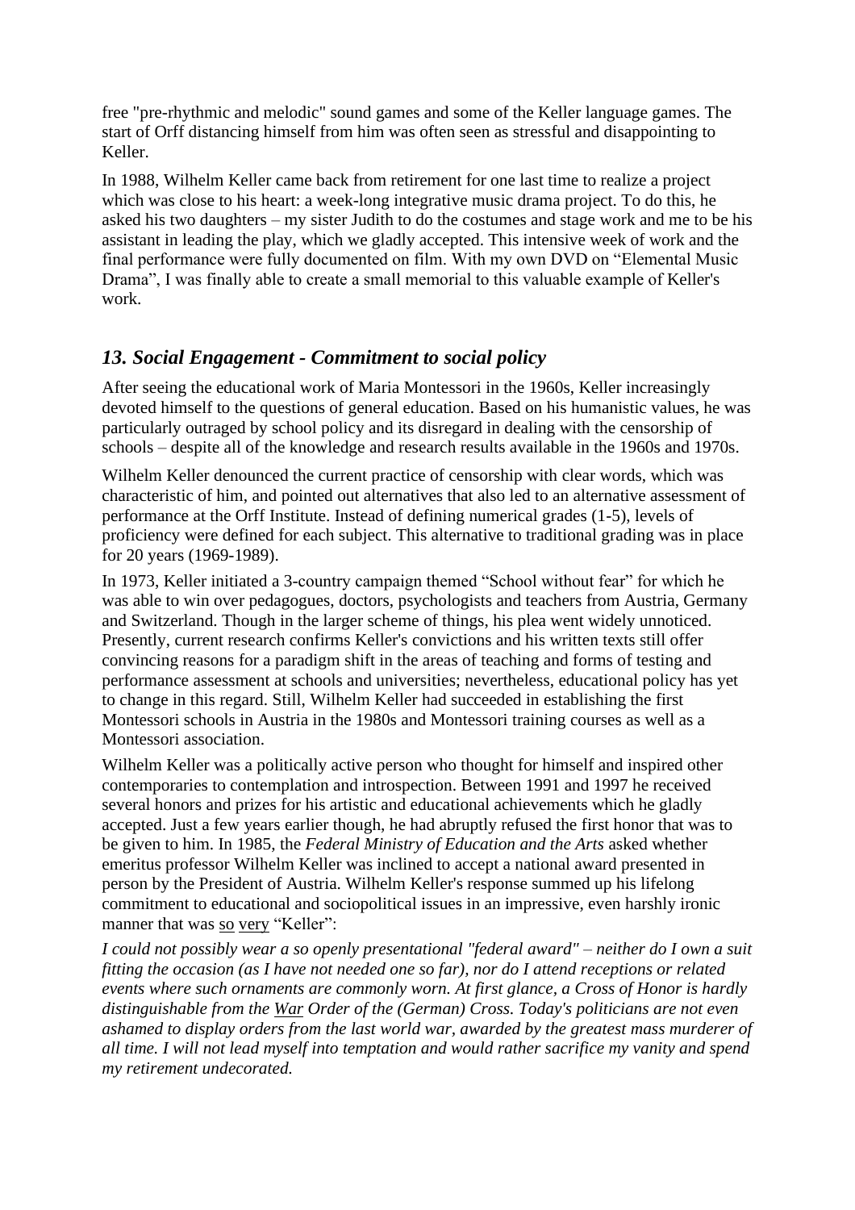free "pre-rhythmic and melodic" sound games and some of the Keller language games. The start of Orff distancing himself from him was often seen as stressful and disappointing to Keller.

In 1988, Wilhelm Keller came back from retirement for one last time to realize a project which was close to his heart: a week-long integrative music drama project. To do this, he asked his two daughters – my sister Judith to do the costumes and stage work and me to be his assistant in leading the play, which we gladly accepted. This intensive week of work and the final performance were fully documented on film. With my own DVD on "Elemental Music Drama", I was finally able to create a small memorial to this valuable example of Keller's work.

## *13. Social Engagement - Commitment to social policy*

After seeing the educational work of Maria Montessori in the 1960s, Keller increasingly devoted himself to the questions of general education. Based on his humanistic values, he was particularly outraged by school policy and its disregard in dealing with the censorship of schools – despite all of the knowledge and research results available in the 1960s and 1970s.

Wilhelm Keller denounced the current practice of censorship with clear words, which was characteristic of him, and pointed out alternatives that also led to an alternative assessment of performance at the Orff Institute. Instead of defining numerical grades (1-5), levels of proficiency were defined for each subject. This alternative to traditional grading was in place for 20 years (1969-1989).

In 1973, Keller initiated a 3-country campaign themed "School without fear" for which he was able to win over pedagogues, doctors, psychologists and teachers from Austria, Germany and Switzerland. Though in the larger scheme of things, his plea went widely unnoticed. Presently, current research confirms Keller's convictions and his written texts still offer convincing reasons for a paradigm shift in the areas of teaching and forms of testing and performance assessment at schools and universities; nevertheless, educational policy has yet to change in this regard. Still, Wilhelm Keller had succeeded in establishing the first Montessori schools in Austria in the 1980s and Montessori training courses as well as a Montessori association.

Wilhelm Keller was a politically active person who thought for himself and inspired other contemporaries to contemplation and introspection. Between 1991 and 1997 he received several honors and prizes for his artistic and educational achievements which he gladly accepted. Just a few years earlier though, he had abruptly refused the first honor that was to be given to him. In 1985, the *Federal Ministry of Education and the Arts* asked whether emeritus professor Wilhelm Keller was inclined to accept a national award presented in person by the President of Austria. Wilhelm Keller's response summed up his lifelong commitment to educational and sociopolitical issues in an impressive, even harshly ironic manner that was so very "Keller":

*I could not possibly wear a so openly presentational "federal award" – neither do I own a suit fitting the occasion (as I have not needed one so far), nor do I attend receptions or related events where such ornaments are commonly worn. At first glance, a Cross of Honor is hardly distinguishable from the War Order of the (German) Cross. Today's politicians are not even ashamed to display orders from the last world war, awarded by the greatest mass murderer of all time. I will not lead myself into temptation and would rather sacrifice my vanity and spend my retirement undecorated.*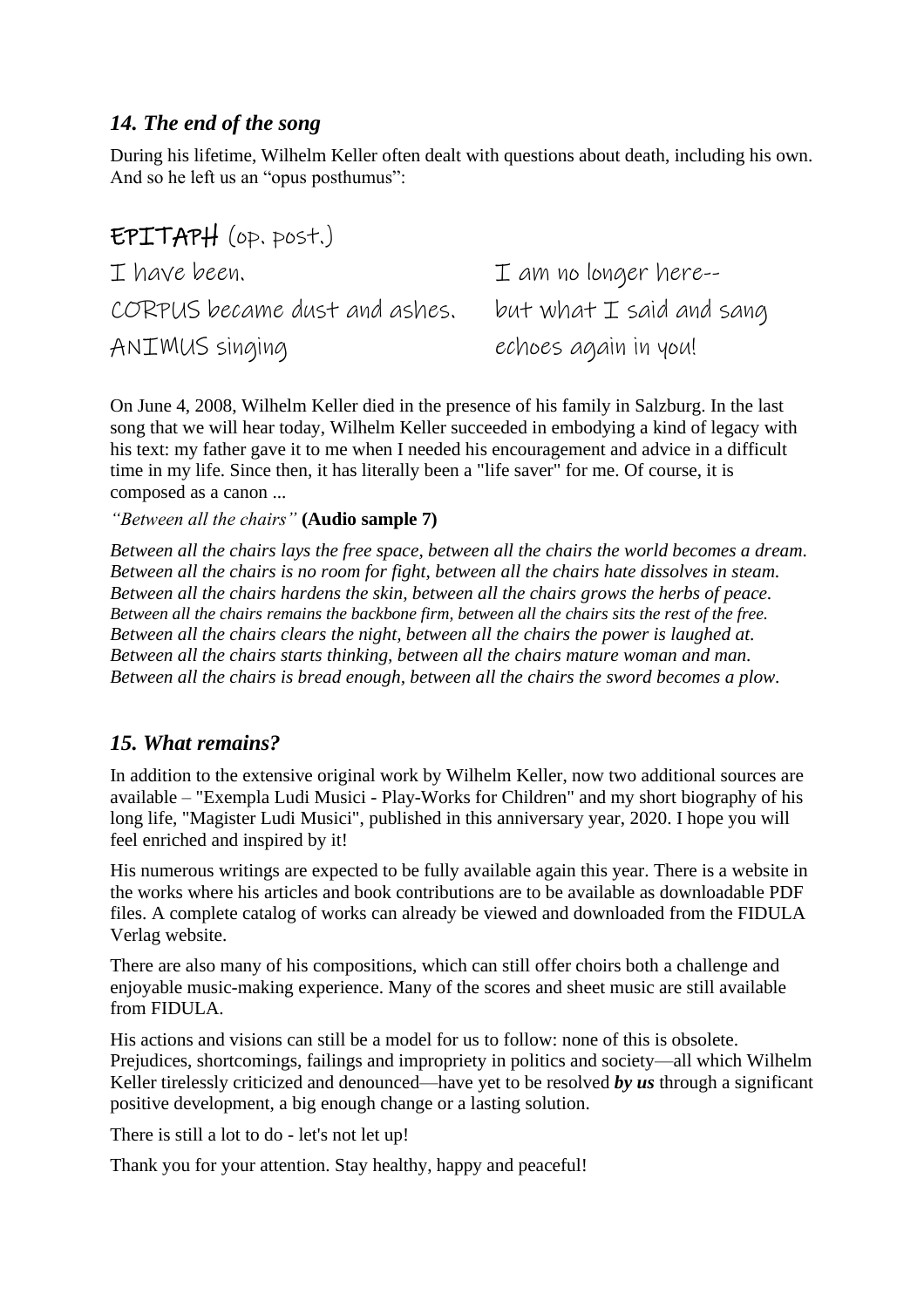## *14. The end of the song*

During his lifetime, Wilhelm Keller often dealt with questions about death, including his own. And so he left us an "opus posthumus":

EPITAPH (op. post.)

I have been.
CORPUS became dust and ashes.
ANIMUS singing
I am no longer here--
but what I said and sang
echoes again in you!

On June 4, 2008, Wilhelm Keller died in the presence of his family in Salzburg. In the last song that we will hear today, Wilhelm Keller succeeded in embodying a kind of legacy with his text: my father gave it to me when I needed his encouragement and advice in a difficult time in my life. Since then, it has literally been a "life saver" for me. Of course, it is composed as a canon ...

*"Between all the chairs"* **(Audio sample 7)**

*Between all the chairs lays the free space, between all the chairs the world becomes a dream.*
*Between all the chairs is no room for fight, between all the chairs hate dissolves in steam.*
*Between all the chairs hardens the skin, between all the chairs grows the herbs of peace.*
*Between all the chairs remains the backbone firm, between all the chairs sits the rest of the free.*
*Between all the chairs clears the night, between all the chairs the power is laughed at.*
*Between all the chairs starts thinking, between all the chairs mature woman and man.*
*Between all the chairs is bread enough, between all the chairs the sword becomes a plow.*

## *15. What remains?*

In addition to the extensive original work by Wilhelm Keller, now two additional sources are available – "Exempla Ludi Musici - Play-Works for Children" and my short biography of his long life, "Magister Ludi Musici", published in this anniversary year, 2020. I hope you will feel enriched and inspired by it!

His numerous writings are expected to be fully available again this year. There is a website in the works where his articles and book contributions are to be available as downloadable PDF files. A complete catalog of works can already be viewed and downloaded from the FIDULA Verlag website.

There are also many of his compositions, which can still offer choirs both a challenge and enjoyable music-making experience. Many of the scores and sheet music are still available from FIDULA.

His actions and visions can still be a model for us to follow: none of this is obsolete. Prejudices, shortcomings, failings and impropriety in politics and society—all which Wilhelm Keller tirelessly criticized and denounced—have yet to be resolved ***by us*** through a significant positive development, a big enough change or a lasting solution.

There is still a lot to do - let's not let up!

Thank you for your attention. Stay healthy, happy and peaceful!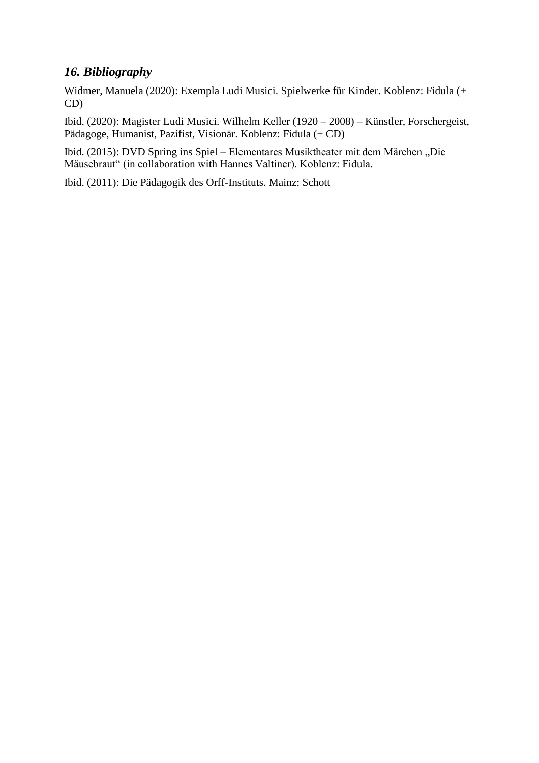## *16. Bibliography*

Widmer, Manuela (2020): Exempla Ludi Musici. Spielwerke für Kinder. Koblenz: Fidula (+ CD)

Ibid. (2020): Magister Ludi Musici. Wilhelm Keller (1920 – 2008) – Künstler, Forschergeist, Pädagoge, Humanist, Pazifist, Visionär. Koblenz: Fidula (+ CD)

Ibid. (2015): DVD Spring ins Spiel – Elementares Musiktheater mit dem Märchen „Die Mäusebraut“ (in collaboration with Hannes Valtiner). Koblenz: Fidula.

Ibid. (2011): Die Pädagogik des Orff-Instituts. Mainz: Schott